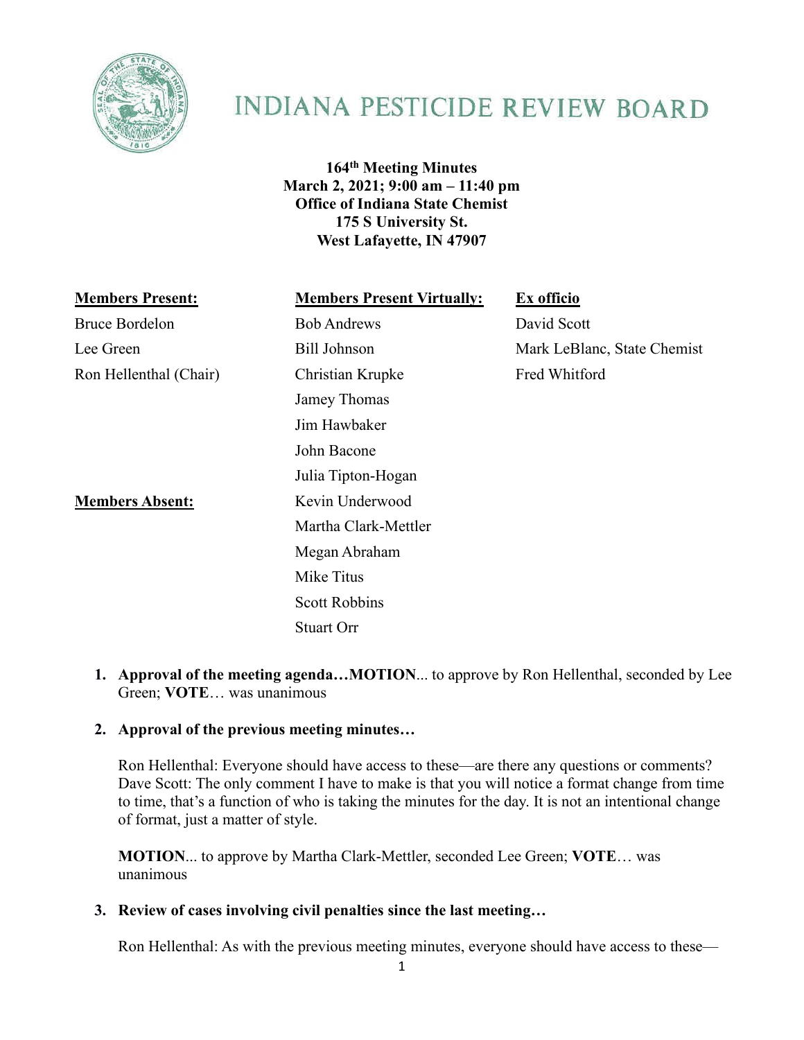# INDIANA PESTICIDE REVIEW BOARD

**164th Meeting Minutes**
**March 2, 2021; 9:00 am – 11:40 pm**
**Office of Indiana State Chemist**
**175 S University St.**
**West Lafayette, IN 47907**

| **Members Present:** | **Members Present Virtually:** | **Ex officio** |
|---|---|---|
| Bruce Bordelon | Bob Andrews | David Scott |
| Lee Green | Bill Johnson | Mark LeBlanc, State Chemist |
| Ron Hellenthal (Chair) | Christian Krupke | Fred Whitford |
| | Jamey Thomas | |
| | Jim Hawbaker | |
| | John Bacone | |
| | Julia Tipton-Hogan | |
| **Members Absent:** | Kevin Underwood | |
| | Martha Clark-Mettler | |
| | Megan Abraham | |
| | Mike Titus | |
| | Scott Robbins | |
| | Stuart Orr | |

1. **Approval of the meeting agenda…MOTION**... to approve by Ron Hellenthal, seconded by Lee Green; **VOTE**… was unanimous

2. **Approval of the previous meeting minutes…**

   Ron Hellenthal: Everyone should have access to these—are there any questions or comments?
   Dave Scott: The only comment I have to make is that you will notice a format change from time to time, that's a function of who is taking the minutes for the day. It is not an intentional change of format, just a matter of style.

   **MOTION**... to approve by Martha Clark-Mettler, seconded Lee Green; **VOTE**… was unanimous

3. **Review of cases involving civil penalties since the last meeting…**

   Ron Hellenthal: As with the previous meeting minutes, everyone should have access to these—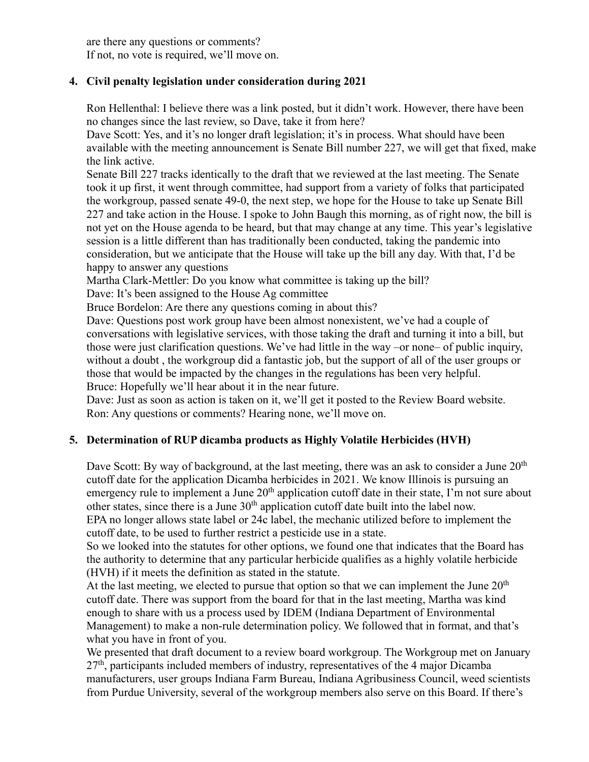are there any questions or comments?
If not, no vote is required, we'll move on.

**4. Civil penalty legislation under consideration during 2021**

Ron Hellenthal: I believe there was a link posted, but it didn't work. However, there have been no changes since the last review, so Dave, take it from here?
Dave Scott: Yes, and it's no longer draft legislation; it's in process. What should have been available with the meeting announcement is Senate Bill number 227, we will get that fixed, make the link active.
Senate Bill 227 tracks identically to the draft that we reviewed at the last meeting. The Senate took it up first, it went through committee, had support from a variety of folks that participated the workgroup, passed senate 49-0, the next step, we hope for the House to take up Senate Bill 227 and take action in the House. I spoke to John Baugh this morning, as of right now, the bill is not yet on the House agenda to be heard, but that may change at any time. This year's legislative session is a little different than has traditionally been conducted, taking the pandemic into consideration, but we anticipate that the House will take up the bill any day. With that, I'd be happy to answer any questions
Martha Clark-Mettler: Do you know what committee is taking up the bill?
Dave: It's been assigned to the House Ag committee
Bruce Bordelon: Are there any questions coming in about this?
Dave: Questions post work group have been almost nonexistent, we've had a couple of conversations with legislative services, with those taking the draft and turning it into a bill, but those were just clarification questions. We've had little in the way –or none– of public inquiry, without a doubt , the workgroup did a fantastic job, but the support of all of the user groups or those that would be impacted by the changes in the regulations has been very helpful.
Bruce: Hopefully we'll hear about it in the near future.
Dave: Just as soon as action is taken on it, we'll get it posted to the Review Board website.
Ron: Any questions or comments? Hearing none, we'll move on.

**5. Determination of RUP dicamba products as Highly Volatile Herbicides (HVH)**

Dave Scott: By way of background, at the last meeting, there was an ask to consider a June 20th cutoff date for the application Dicamba herbicides in 2021. We know Illinois is pursuing an emergency rule to implement a June 20th application cutoff date in their state, I'm not sure about other states, since there is a June 30th application cutoff date built into the label now.
EPA no longer allows state label or 24c label, the mechanic utilized before to implement the cutoff date, to be used to further restrict a pesticide use in a state.
So we looked into the statutes for other options, we found one that indicates that the Board has the authority to determine that any particular herbicide qualifies as a highly volatile herbicide (HVH) if it meets the definition as stated in the statute.
At the last meeting, we elected to pursue that option so that we can implement the June 20th cutoff date. There was support from the board for that in the last meeting, Martha was kind enough to share with us a process used by IDEM (Indiana Department of Environmental Management) to make a non-rule determination policy. We followed that in format, and that's what you have in front of you.
We presented that draft document to a review board workgroup. The Workgroup met on January 27th, participants included members of industry, representatives of the 4 major Dicamba manufacturers, user groups Indiana Farm Bureau, Indiana Agribusiness Council, weed scientists from Purdue University, several of the workgroup members also serve on this Board. If there's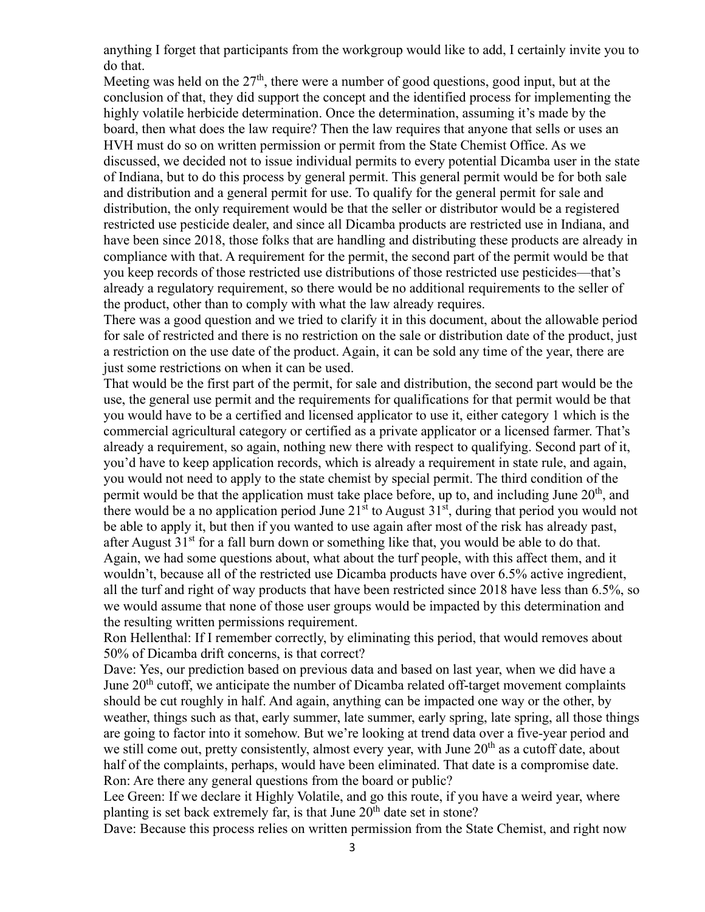anything I forget that participants from the workgroup would like to add, I certainly invite you to do that.

Meeting was held on the 27th, there were a number of good questions, good input, but at the conclusion of that, they did support the concept and the identified process for implementing the highly volatile herbicide determination. Once the determination, assuming it's made by the board, then what does the law require? Then the law requires that anyone that sells or uses an HVH must do so on written permission or permit from the State Chemist Office. As we discussed, we decided not to issue individual permits to every potential Dicamba user in the state of Indiana, but to do this process by general permit. This general permit would be for both sale and distribution and a general permit for use. To qualify for the general permit for sale and distribution, the only requirement would be that the seller or distributor would be a registered restricted use pesticide dealer, and since all Dicamba products are restricted use in Indiana, and have been since 2018, those folks that are handling and distributing these products are already in compliance with that. A requirement for the permit, the second part of the permit would be that you keep records of those restricted use distributions of those restricted use pesticides—that's already a regulatory requirement, so there would be no additional requirements to the seller of the product, other than to comply with what the law already requires.

There was a good question and we tried to clarify it in this document, about the allowable period for sale of restricted and there is no restriction on the sale or distribution date of the product, just a restriction on the use date of the product. Again, it can be sold any time of the year, there are just some restrictions on when it can be used.

That would be the first part of the permit, for sale and distribution, the second part would be the use, the general use permit and the requirements for qualifications for that permit would be that you would have to be a certified and licensed applicator to use it, either category 1 which is the commercial agricultural category or certified as a private applicator or a licensed farmer. That's already a requirement, so again, nothing new there with respect to qualifying. Second part of it, you'd have to keep application records, which is already a requirement in state rule, and again, you would not need to apply to the state chemist by special permit. The third condition of the permit would be that the application must take place before, up to, and including June 20th, and there would be a no application period June 21st to August 31st, during that period you would not be able to apply it, but then if you wanted to use again after most of the risk has already past, after August 31st for a fall burn down or something like that, you would be able to do that.

Again, we had some questions about, what about the turf people, with this affect them, and it wouldn't, because all of the restricted use Dicamba products have over 6.5% active ingredient, all the turf and right of way products that have been restricted since 2018 have less than 6.5%, so we would assume that none of those user groups would be impacted by this determination and the resulting written permissions requirement.

Ron Hellenthal: If I remember correctly, by eliminating this period, that would removes about 50% of Dicamba drift concerns, is that correct?

Dave: Yes, our prediction based on previous data and based on last year, when we did have a June 20th cutoff, we anticipate the number of Dicamba related off-target movement complaints should be cut roughly in half. And again, anything can be impacted one way or the other, by weather, things such as that, early summer, late summer, early spring, late spring, all those things are going to factor into it somehow. But we're looking at trend data over a five-year period and we still come out, pretty consistently, almost every year, with June 20th as a cutoff date, about half of the complaints, perhaps, would have been eliminated. That date is a compromise date.

Ron: Are there any general questions from the board or public?

Lee Green: If we declare it Highly Volatile, and go this route, if you have a weird year, where planting is set back extremely far, is that June 20th date set in stone?

Dave: Because this process relies on written permission from the State Chemist, and right now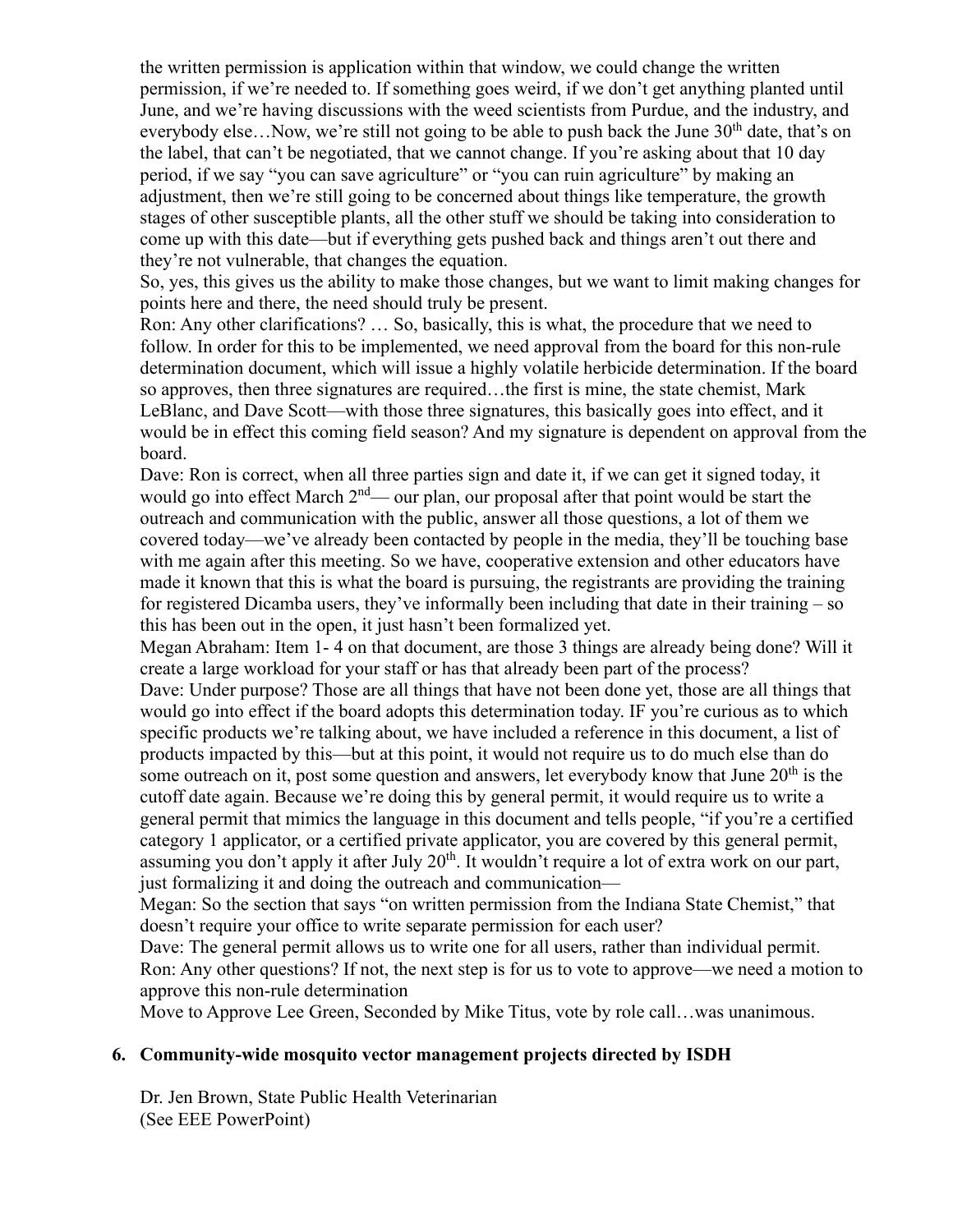the written permission is application within that window, we could change the written permission, if we're needed to. If something goes weird, if we don't get anything planted until June, and we're having discussions with the weed scientists from Purdue, and the industry, and everybody else…Now, we're still not going to be able to push back the June 30th date, that's on the label, that can't be negotiated, that we cannot change. If you're asking about that 10 day period, if we say "you can save agriculture" or "you can ruin agriculture" by making an adjustment, then we're still going to be concerned about things like temperature, the growth stages of other susceptible plants, all the other stuff we should be taking into consideration to come up with this date—but if everything gets pushed back and things aren't out there and they're not vulnerable, that changes the equation.

So, yes, this gives us the ability to make those changes, but we want to limit making changes for points here and there, the need should truly be present.

Ron: Any other clarifications? … So, basically, this is what, the procedure that we need to follow. In order for this to be implemented, we need approval from the board for this non-rule determination document, which will issue a highly volatile herbicide determination. If the board so approves, then three signatures are required…the first is mine, the state chemist, Mark LeBlanc, and Dave Scott—with those three signatures, this basically goes into effect, and it would be in effect this coming field season? And my signature is dependent on approval from the board.

Dave: Ron is correct, when all three parties sign and date it, if we can get it signed today, it would go into effect March 2nd— our plan, our proposal after that point would be start the outreach and communication with the public, answer all those questions, a lot of them we covered today—we've already been contacted by people in the media, they'll be touching base with me again after this meeting. So we have, cooperative extension and other educators have made it known that this is what the board is pursuing, the registrants are providing the training for registered Dicamba users, they've informally been including that date in their training – so this has been out in the open, it just hasn't been formalized yet.

Megan Abraham: Item 1- 4 on that document, are those 3 things are already being done? Will it create a large workload for your staff or has that already been part of the process?

Dave: Under purpose? Those are all things that have not been done yet, those are all things that would go into effect if the board adopts this determination today. IF you're curious as to which specific products we're talking about, we have included a reference in this document, a list of products impacted by this—but at this point, it would not require us to do much else than do some outreach on it, post some question and answers, let everybody know that June 20th is the cutoff date again. Because we're doing this by general permit, it would require us to write a general permit that mimics the language in this document and tells people, "if you're a certified category 1 applicator, or a certified private applicator, you are covered by this general permit, assuming you don't apply it after July 20th. It wouldn't require a lot of extra work on our part, just formalizing it and doing the outreach and communication—

Megan: So the section that says "on written permission from the Indiana State Chemist," that doesn't require your office to write separate permission for each user?

Dave: The general permit allows us to write one for all users, rather than individual permit.

Ron: Any other questions? If not, the next step is for us to vote to approve—we need a motion to approve this non-rule determination

Move to Approve Lee Green, Seconded by Mike Titus, vote by role call…was unanimous.

**6. Community-wide mosquito vector management projects directed by ISDH**

Dr. Jen Brown, State Public Health Veterinarian
(See EEE PowerPoint)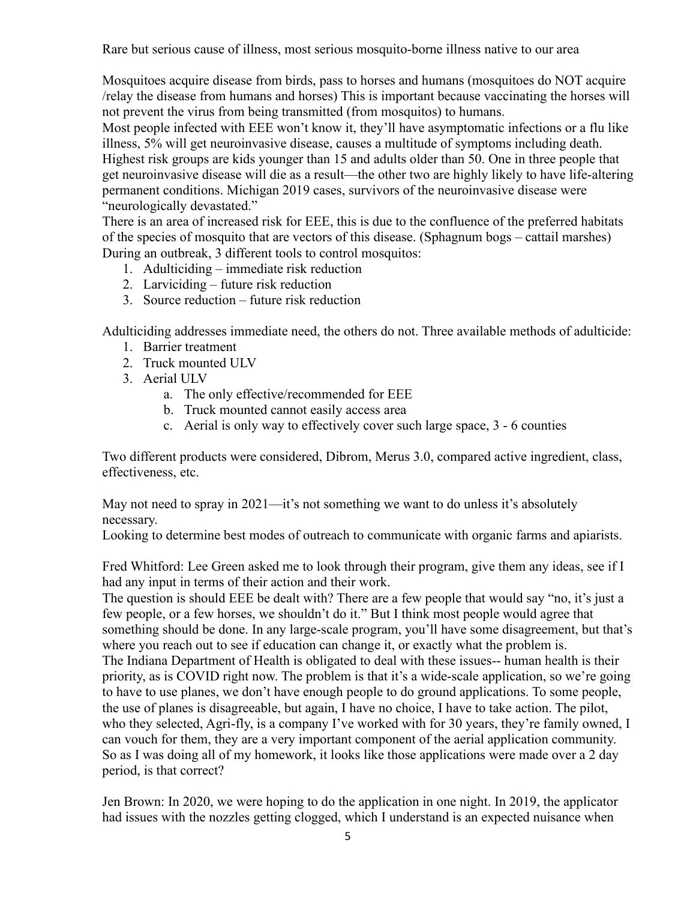Rare but serious cause of illness, most serious mosquito-borne illness native to our area

Mosquitoes acquire disease from birds, pass to horses and humans (mosquitoes do NOT acquire /relay the disease from humans and horses) This is important because vaccinating the horses will not prevent the virus from being transmitted (from mosquitos) to humans.

Most people infected with EEE won't know it, they'll have asymptomatic infections or a flu like illness, 5% will get neuroinvasive disease, causes a multitude of symptoms including death. Highest risk groups are kids younger than 15 and adults older than 50. One in three people that get neuroinvasive disease will die as a result—the other two are highly likely to have life-altering permanent conditions. Michigan 2019 cases, survivors of the neuroinvasive disease were "neurologically devastated."

There is an area of increased risk for EEE, this is due to the confluence of the preferred habitats of the species of mosquito that are vectors of this disease. (Sphagnum bogs – cattail marshes)

During an outbreak, 3 different tools to control mosquitos:

1. Adulticiding – immediate risk reduction
2. Larviciding – future risk reduction
3. Source reduction – future risk reduction

Adulticiding addresses immediate need, the others do not. Three available methods of adulticide:

1. Barrier treatment
2. Truck mounted ULV
3. Aerial ULV
   a. The only effective/recommended for EEE
   b. Truck mounted cannot easily access area
   c. Aerial is only way to effectively cover such large space, 3 - 6 counties

Two different products were considered, Dibrom, Merus 3.0, compared active ingredient, class, effectiveness, etc.

May not need to spray in 2021—it's not something we want to do unless it's absolutely necessary.

Looking to determine best modes of outreach to communicate with organic farms and apiarists.

Fred Whitford: Lee Green asked me to look through their program, give them any ideas, see if I had any input in terms of their action and their work.

The question is should EEE be dealt with? There are a few people that would say "no, it's just a few people, or a few horses, we shouldn't do it." But I think most people would agree that something should be done. In any large-scale program, you'll have some disagreement, but that's where you reach out to see if education can change it, or exactly what the problem is.

The Indiana Department of Health is obligated to deal with these issues-- human health is their priority, as is COVID right now. The problem is that it's a wide-scale application, so we're going to have to use planes, we don't have enough people to do ground applications. To some people, the use of planes is disagreeable, but again, I have no choice, I have to take action. The pilot, who they selected, Agri-fly, is a company I've worked with for 30 years, they're family owned, I can vouch for them, they are a very important component of the aerial application community. So as I was doing all of my homework, it looks like those applications were made over a 2 day period, is that correct?

Jen Brown: In 2020, we were hoping to do the application in one night. In 2019, the applicator had issues with the nozzles getting clogged, which I understand is an expected nuisance when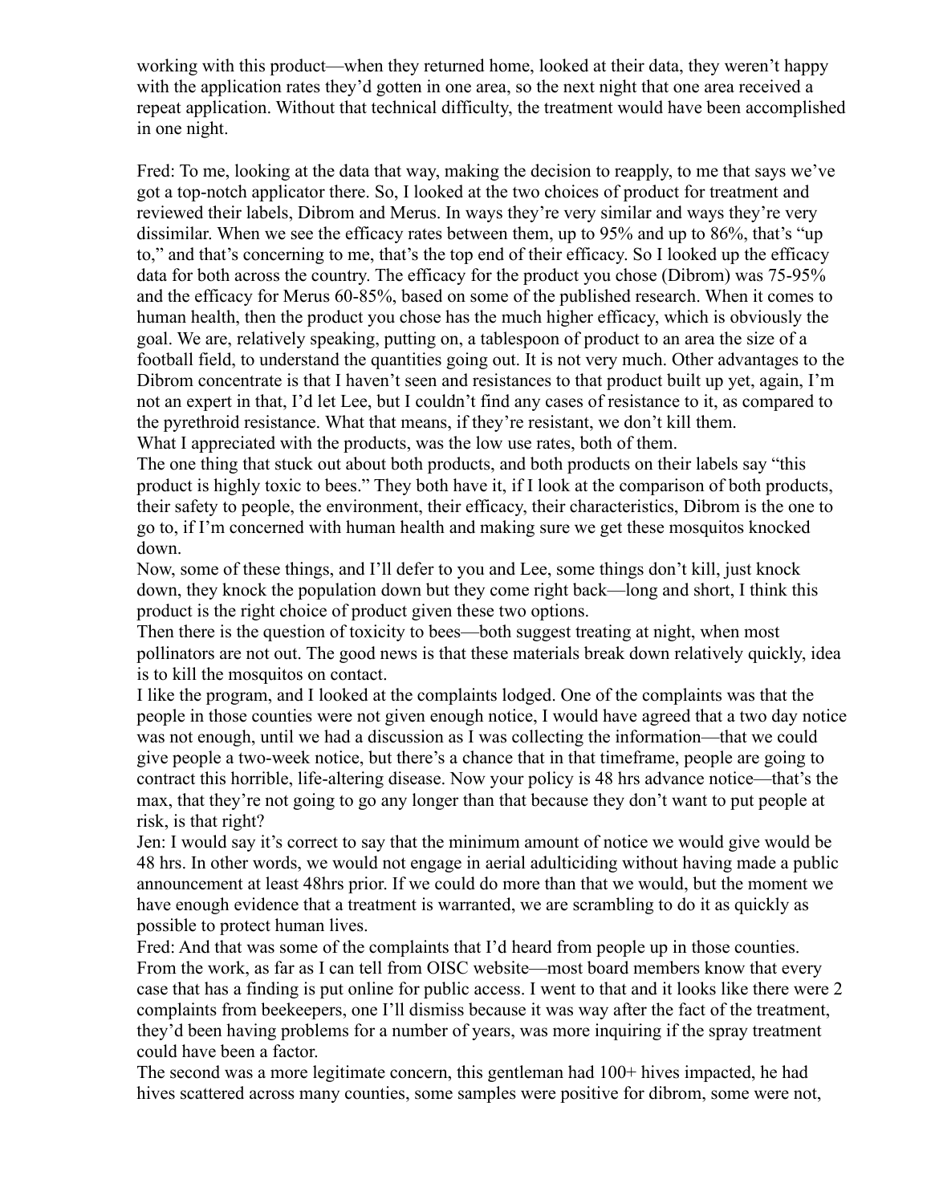working with this product—when they returned home, looked at their data, they weren't happy with the application rates they'd gotten in one area, so the next night that one area received a repeat application. Without that technical difficulty, the treatment would have been accomplished in one night.

Fred: To me, looking at the data that way, making the decision to reapply, to me that says we've got a top-notch applicator there. So, I looked at the two choices of product for treatment and reviewed their labels, Dibrom and Merus. In ways they're very similar and ways they're very dissimilar. When we see the efficacy rates between them, up to 95% and up to 86%, that's "up to," and that's concerning to me, that's the top end of their efficacy. So I looked up the efficacy data for both across the country. The efficacy for the product you chose (Dibrom) was 75-95% and the efficacy for Merus 60-85%, based on some of the published research. When it comes to human health, then the product you chose has the much higher efficacy, which is obviously the goal. We are, relatively speaking, putting on, a tablespoon of product to an area the size of a football field, to understand the quantities going out. It is not very much. Other advantages to the Dibrom concentrate is that I haven't seen and resistances to that product built up yet, again, I'm not an expert in that, I'd let Lee, but I couldn't find any cases of resistance to it, as compared to the pyrethroid resistance. What that means, if they're resistant, we don't kill them.
What I appreciated with the products, was the low use rates, both of them.
The one thing that stuck out about both products, and both products on their labels say "this product is highly toxic to bees." They both have it, if I look at the comparison of both products, their safety to people, the environment, their efficacy, their characteristics, Dibrom is the one to go to, if I'm concerned with human health and making sure we get these mosquitos knocked down.
Now, some of these things, and I'll defer to you and Lee, some things don't kill, just knock down, they knock the population down but they come right back—long and short, I think this product is the right choice of product given these two options.
Then there is the question of toxicity to bees—both suggest treating at night, when most pollinators are not out. The good news is that these materials break down relatively quickly, idea is to kill the mosquitos on contact.
I like the program, and I looked at the complaints lodged. One of the complaints was that the people in those counties were not given enough notice, I would have agreed that a two day notice was not enough, until we had a discussion as I was collecting the information—that we could give people a two-week notice, but there's a chance that in that timeframe, people are going to contract this horrible, life-altering disease. Now your policy is 48 hrs advance notice—that's the max, that they're not going to go any longer than that because they don't want to put people at risk, is that right?
Jen: I would say it's correct to say that the minimum amount of notice we would give would be 48 hrs. In other words, we would not engage in aerial adulticiding without having made a public announcement at least 48hrs prior. If we could do more than that we would, but the moment we have enough evidence that a treatment is warranted, we are scrambling to do it as quickly as possible to protect human lives.
Fred: And that was some of the complaints that I'd heard from people up in those counties. From the work, as far as I can tell from OISC website—most board members know that every case that has a finding is put online for public access. I went to that and it looks like there were 2 complaints from beekeepers, one I'll dismiss because it was way after the fact of the treatment, they'd been having problems for a number of years, was more inquiring if the spray treatment could have been a factor.
The second was a more legitimate concern, this gentleman had 100+ hives impacted, he had hives scattered across many counties, some samples were positive for dibrom, some were not,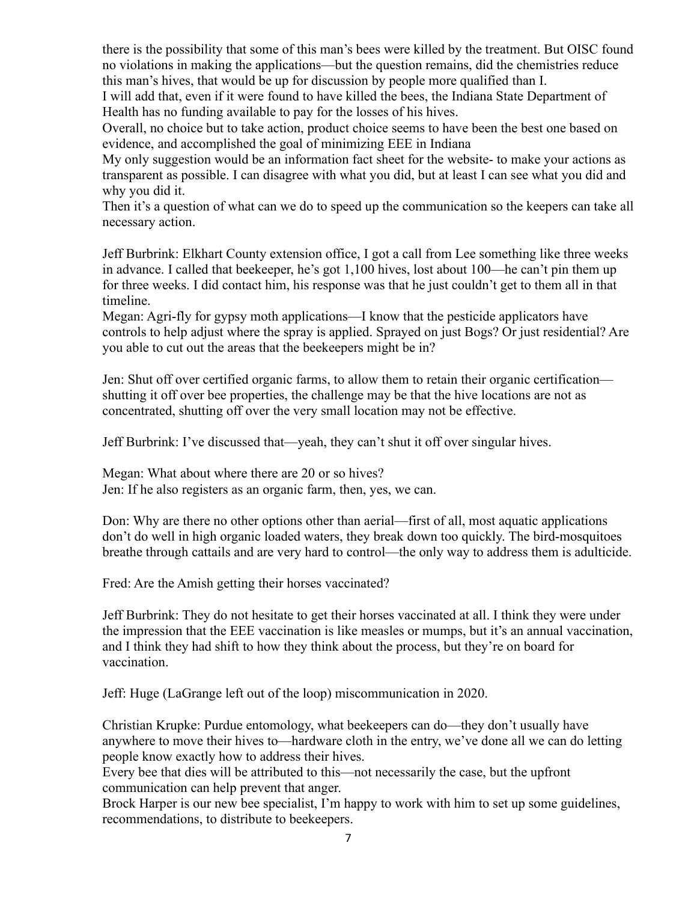there is the possibility that some of this man's bees were killed by the treatment. But OISC found no violations in making the applications—but the question remains, did the chemistries reduce this man's hives, that would be up for discussion by people more qualified than I.

I will add that, even if it were found to have killed the bees, the Indiana State Department of Health has no funding available to pay for the losses of his hives.

Overall, no choice but to take action, product choice seems to have been the best one based on evidence, and accomplished the goal of minimizing EEE in Indiana

My only suggestion would be an information fact sheet for the website- to make your actions as transparent as possible. I can disagree with what you did, but at least I can see what you did and why you did it.

Then it's a question of what can we do to speed up the communication so the keepers can take all necessary action.

Jeff Burbrink: Elkhart County extension office, I got a call from Lee something like three weeks in advance. I called that beekeeper, he's got 1,100 hives, lost about 100—he can't pin them up for three weeks. I did contact him, his response was that he just couldn't get to them all in that timeline.

Megan: Agri-fly for gypsy moth applications—I know that the pesticide applicators have controls to help adjust where the spray is applied. Sprayed on just Bogs? Or just residential? Are you able to cut out the areas that the beekeepers might be in?

Jen: Shut off over certified organic farms, to allow them to retain their organic certification—shutting it off over bee properties, the challenge may be that the hive locations are not as concentrated, shutting off over the very small location may not be effective.

Jeff Burbrink: I've discussed that—yeah, they can't shut it off over singular hives.

Megan: What about where there are 20 or so hives?

Jen: If he also registers as an organic farm, then, yes, we can.

Don: Why are there no other options other than aerial—first of all, most aquatic applications don't do well in high organic loaded waters, they break down too quickly. The bird-mosquitoes breathe through cattails and are very hard to control—the only way to address them is adulticide.

Fred: Are the Amish getting their horses vaccinated?

Jeff Burbrink: They do not hesitate to get their horses vaccinated at all. I think they were under the impression that the EEE vaccination is like measles or mumps, but it's an annual vaccination, and I think they had shift to how they think about the process, but they're on board for vaccination.

Jeff: Huge (LaGrange left out of the loop) miscommunication in 2020.

Christian Krupke: Purdue entomology, what beekeepers can do—they don't usually have anywhere to move their hives to—hardware cloth in the entry, we've done all we can do letting people know exactly how to address their hives.

Every bee that dies will be attributed to this—not necessarily the case, but the upfront communication can help prevent that anger.

Brock Harper is our new bee specialist, I'm happy to work with him to set up some guidelines, recommendations, to distribute to beekeepers.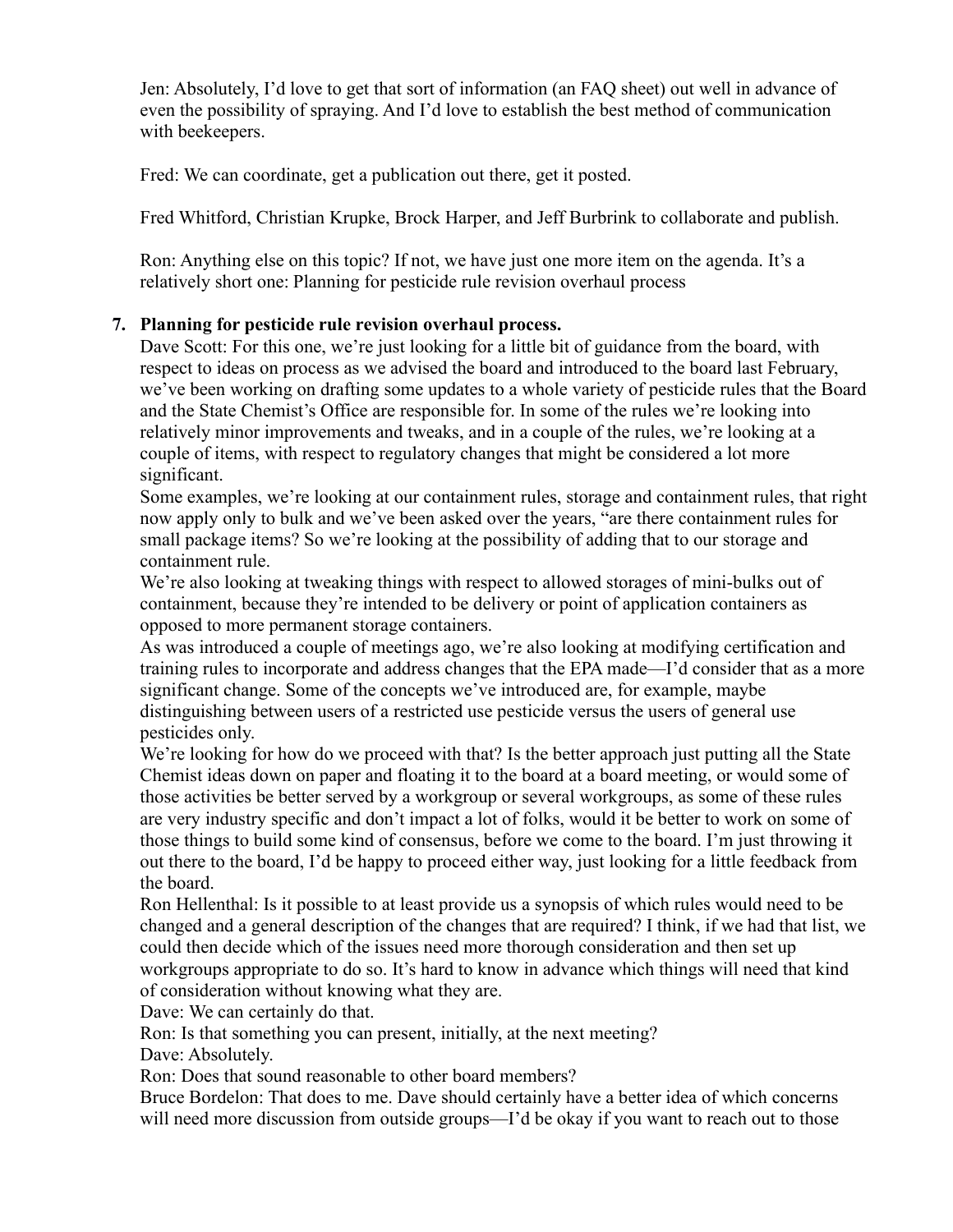Jen: Absolutely, I'd love to get that sort of information (an FAQ sheet) out well in advance of even the possibility of spraying. And I'd love to establish the best method of communication with beekeepers.

Fred: We can coordinate, get a publication out there, get it posted.

Fred Whitford, Christian Krupke, Brock Harper, and Jeff Burbrink to collaborate and publish.

Ron: Anything else on this topic? If not, we have just one more item on the agenda. It's a relatively short one: Planning for pesticide rule revision overhaul process

7. **Planning for pesticide rule revision overhaul process.**

   Dave Scott: For this one, we're just looking for a little bit of guidance from the board, with respect to ideas on process as we advised the board and introduced to the board last February, we've been working on drafting some updates to a whole variety of pesticide rules that the Board and the State Chemist's Office are responsible for. In some of the rules we're looking into relatively minor improvements and tweaks, and in a couple of the rules, we're looking at a couple of items, with respect to regulatory changes that might be considered a lot more significant.

   Some examples, we're looking at our containment rules, storage and containment rules, that right now apply only to bulk and we've been asked over the years, "are there containment rules for small package items? So we're looking at the possibility of adding that to our storage and containment rule.

   We're also looking at tweaking things with respect to allowed storages of mini-bulks out of containment, because they're intended to be delivery or point of application containers as opposed to more permanent storage containers.

   As was introduced a couple of meetings ago, we're also looking at modifying certification and training rules to incorporate and address changes that the EPA made—I'd consider that as a more significant change. Some of the concepts we've introduced are, for example, maybe distinguishing between users of a restricted use pesticide versus the users of general use pesticides only.

   We're looking for how do we proceed with that? Is the better approach just putting all the State Chemist ideas down on paper and floating it to the board at a board meeting, or would some of those activities be better served by a workgroup or several workgroups, as some of these rules are very industry specific and don't impact a lot of folks, would it be better to work on some of those things to build some kind of consensus, before we come to the board. I'm just throwing it out there to the board, I'd be happy to proceed either way, just looking for a little feedback from the board.

   Ron Hellenthal: Is it possible to at least provide us a synopsis of which rules would need to be changed and a general description of the changes that are required? I think, if we had that list, we could then decide which of the issues need more thorough consideration and then set up workgroups appropriate to do so. It's hard to know in advance which things will need that kind of consideration without knowing what they are.

   Dave: We can certainly do that.

   Ron: Is that something you can present, initially, at the next meeting?

   Dave: Absolutely.

   Ron: Does that sound reasonable to other board members?

   Bruce Bordelon: That does to me. Dave should certainly have a better idea of which concerns will need more discussion from outside groups—I'd be okay if you want to reach out to those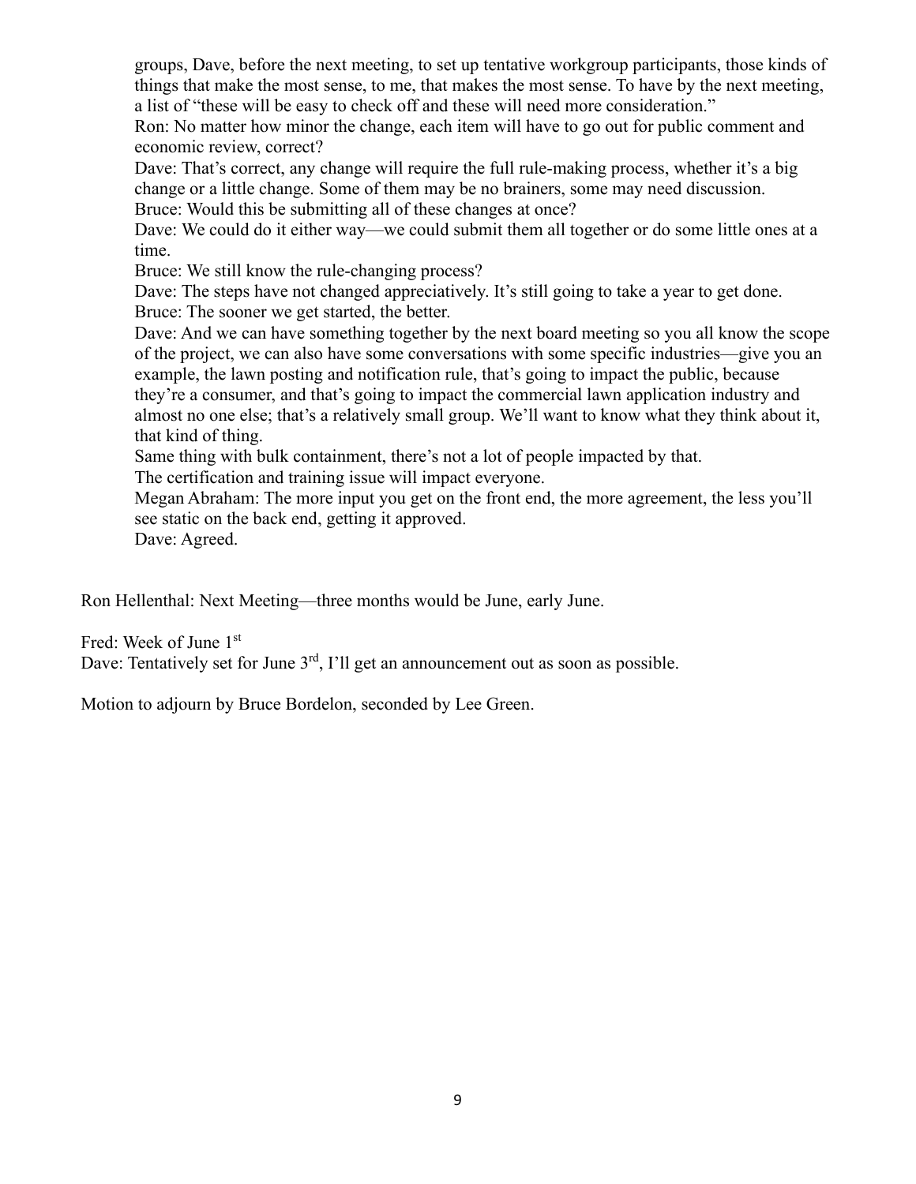groups, Dave, before the next meeting, to set up tentative workgroup participants, those kinds of things that make the most sense, to me, that makes the most sense. To have by the next meeting, a list of "these will be easy to check off and these will need more consideration."

Ron: No matter how minor the change, each item will have to go out for public comment and economic review, correct?

Dave: That's correct, any change will require the full rule-making process, whether it's a big change or a little change. Some of them may be no brainers, some may need discussion.

Bruce: Would this be submitting all of these changes at once?

Dave: We could do it either way—we could submit them all together or do some little ones at a time.

Bruce: We still know the rule-changing process?

Dave: The steps have not changed appreciatively. It's still going to take a year to get done.

Bruce: The sooner we get started, the better.

Dave: And we can have something together by the next board meeting so you all know the scope of the project, we can also have some conversations with some specific industries—give you an example, the lawn posting and notification rule, that's going to impact the public, because they're a consumer, and that's going to impact the commercial lawn application industry and almost no one else; that's a relatively small group. We'll want to know what they think about it, that kind of thing.

Same thing with bulk containment, there's not a lot of people impacted by that.

The certification and training issue will impact everyone.

Megan Abraham: The more input you get on the front end, the more agreement, the less you'll see static on the back end, getting it approved.

Dave: Agreed.

Ron Hellenthal: Next Meeting—three months would be June, early June.

Fred: Week of June 1st

Dave: Tentatively set for June 3rd, I'll get an announcement out as soon as possible.

Motion to adjourn by Bruce Bordelon, seconded by Lee Green.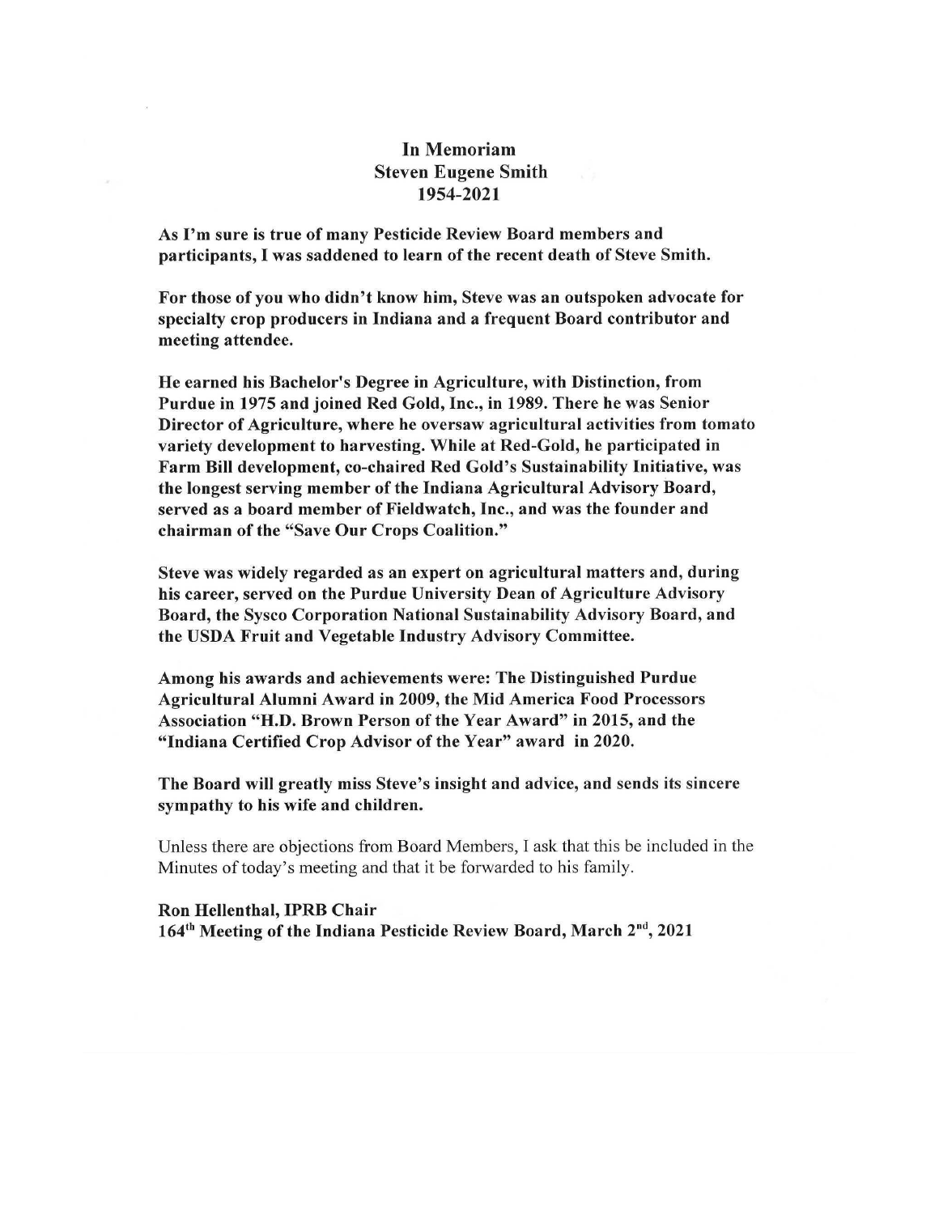# In Memoriam
## Steven Eugene Smith
## 1954-2021

**As I'm sure is true of many Pesticide Review Board members and participants, I was saddened to learn of the recent death of Steve Smith.**

**For those of you who didn't know him, Steve was an outspoken advocate for specialty crop producers in Indiana and a frequent Board contributor and meeting attendee.**

**He earned his Bachelor's Degree in Agriculture, with Distinction, from Purdue in 1975 and joined Red Gold, Inc., in 1989. There he was Senior Director of Agriculture, where he oversaw agricultural activities from tomato variety development to harvesting. While at Red-Gold, he participated in Farm Bill development, co-chaired Red Gold's Sustainability Initiative, was the longest serving member of the Indiana Agricultural Advisory Board, served as a board member of Fieldwatch, Inc., and was the founder and chairman of the "Save Our Crops Coalition."**

**Steve was widely regarded as an expert on agricultural matters and, during his career, served on the Purdue University Dean of Agriculture Advisory Board, the Sysco Corporation National Sustainability Advisory Board, and the USDA Fruit and Vegetable Industry Advisory Committee.**

**Among his awards and achievements were: The Distinguished Purdue Agricultural Alumni Award in 2009, the Mid America Food Processors Association "H.D. Brown Person of the Year Award" in 2015, and the "Indiana Certified Crop Advisor of the Year" award in 2020.**

**The Board will greatly miss Steve's insight and advice, and sends its sincere sympathy to his wife and children.**

Unless there are objections from Board Members, I ask that this be included in the Minutes of today's meeting and that it be forwarded to his family.

**Ron Hellenthal, IPRB Chair**
**164th Meeting of the Indiana Pesticide Review Board, March 2nd, 2021**